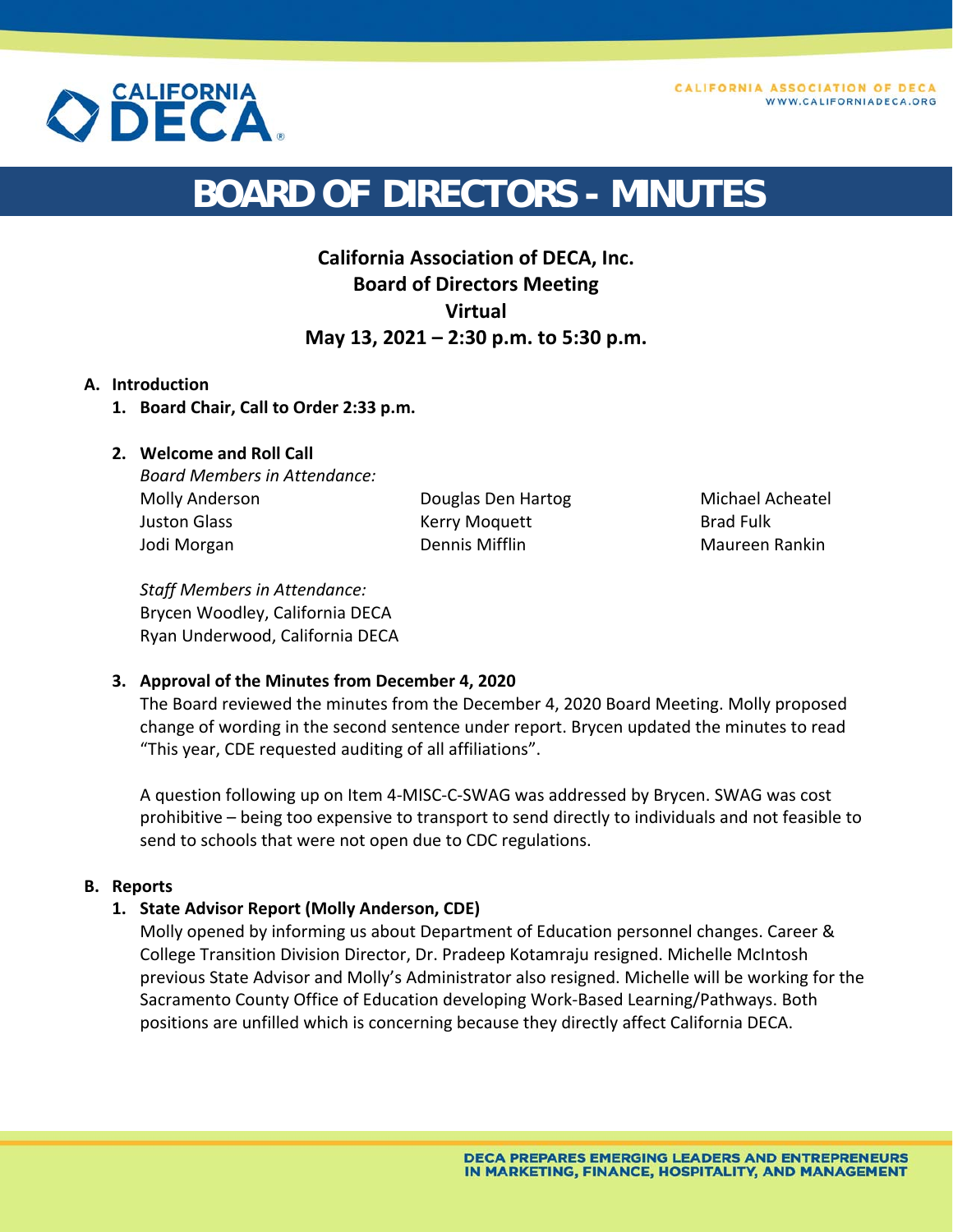# BOARD OF DIRECTORS - MINUTES

**California Association of DECA, Inc.**
**Board of Directors Meeting**
**Virtual**
**May 13, 2021 – 2:30 p.m. to 5:30 p.m.**

## A. Introduction

### 1. Board Chair, Call to Order 2:33 p.m.

### 2. Welcome and Roll Call

*Board Members in Attendance:*

Molly Anderson
Juston Glass
Jodi Morgan
Douglas Den Hartog
Kerry Moquett
Dennis Mifflin
Michael Acheatel
Brad Fulk
Maureen Rankin

*Staff Members in Attendance:*
Brycen Woodley, California DECA
Ryan Underwood, California DECA

### 3. Approval of the Minutes from December 4, 2020

The Board reviewed the minutes from the December 4, 2020 Board Meeting. Molly proposed change of wording in the second sentence under report. Brycen updated the minutes to read "This year, CDE requested auditing of all affiliations".

A question following up on Item 4-MISC-C-SWAG was addressed by Brycen. SWAG was cost prohibitive – being too expensive to transport to send directly to individuals and not feasible to send to schools that were not open due to CDC regulations.

## B. Reports

### 1. State Advisor Report (Molly Anderson, CDE)

Molly opened by informing us about Department of Education personnel changes. Career & College Transition Division Director, Dr. Pradeep Kotamraju resigned. Michelle McIntosh previous State Advisor and Molly's Administrator also resigned. Michelle will be working for the Sacramento County Office of Education developing Work-Based Learning/Pathways. Both positions are unfilled which is concerning because they directly affect California DECA.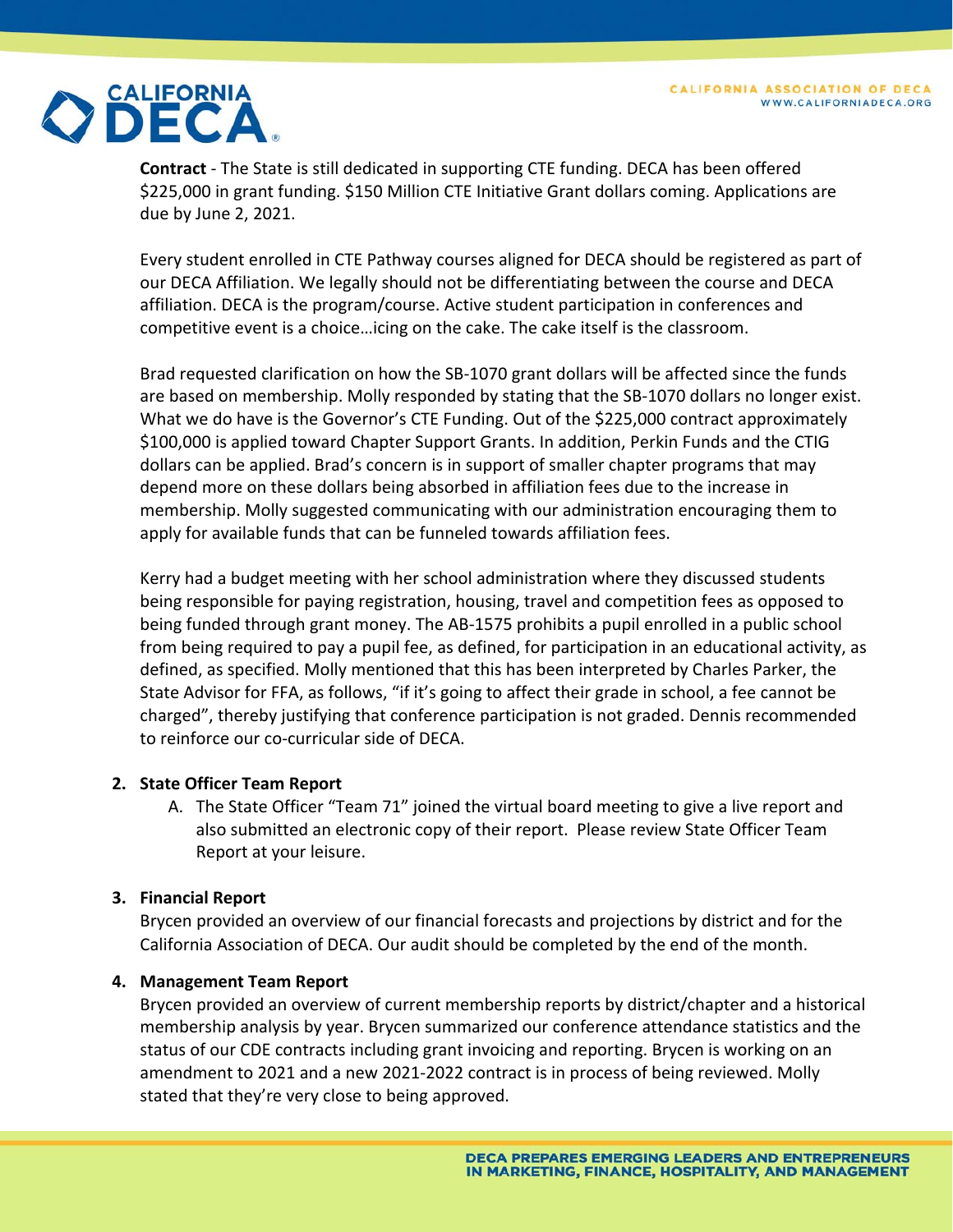**Contract** - The State is still dedicated in supporting CTE funding. DECA has been offered $225,000 in grant funding. $150 Million CTE Initiative Grant dollars coming. Applications are due by June 2, 2021.

Every student enrolled in CTE Pathway courses aligned for DECA should be registered as part of our DECA Affiliation. We legally should not be differentiating between the course and DECA affiliation. DECA is the program/course. Active student participation in conferences and competitive event is a choice…icing on the cake. The cake itself is the classroom.

Brad requested clarification on how the SB-1070 grant dollars will be affected since the funds are based on membership. Molly responded by stating that the SB-1070 dollars no longer exist. What we do have is the Governor's CTE Funding. Out of the $225,000 contract approximately $100,000 is applied toward Chapter Support Grants. In addition, Perkin Funds and the CTIG dollars can be applied. Brad's concern is in support of smaller chapter programs that may depend more on these dollars being absorbed in affiliation fees due to the increase in membership. Molly suggested communicating with our administration encouraging them to apply for available funds that can be funneled towards affiliation fees.

Kerry had a budget meeting with her school administration where they discussed students being responsible for paying registration, housing, travel and competition fees as opposed to being funded through grant money. The AB-1575 prohibits a pupil enrolled in a public school from being required to pay a pupil fee, as defined, for participation in an educational activity, as defined, as specified. Molly mentioned that this has been interpreted by Charles Parker, the State Advisor for FFA, as follows, "if it's going to affect their grade in school, a fee cannot be charged", thereby justifying that conference participation is not graded. Dennis recommended to reinforce our co-curricular side of DECA.

2. **State Officer Team Report**
   A. The State Officer "Team 71" joined the virtual board meeting to give a live report and also submitted an electronic copy of their report. Please review State Officer Team Report at your leisure.

3. **Financial Report**
   Brycen provided an overview of our financial forecasts and projections by district and for the California Association of DECA. Our audit should be completed by the end of the month.

4. **Management Team Report**
   Brycen provided an overview of current membership reports by district/chapter and a historical membership analysis by year. Brycen summarized our conference attendance statistics and the status of our CDE contracts including grant invoicing and reporting. Brycen is working on an amendment to 2021 and a new 2021-2022 contract is in process of being reviewed. Molly stated that they're very close to being approved.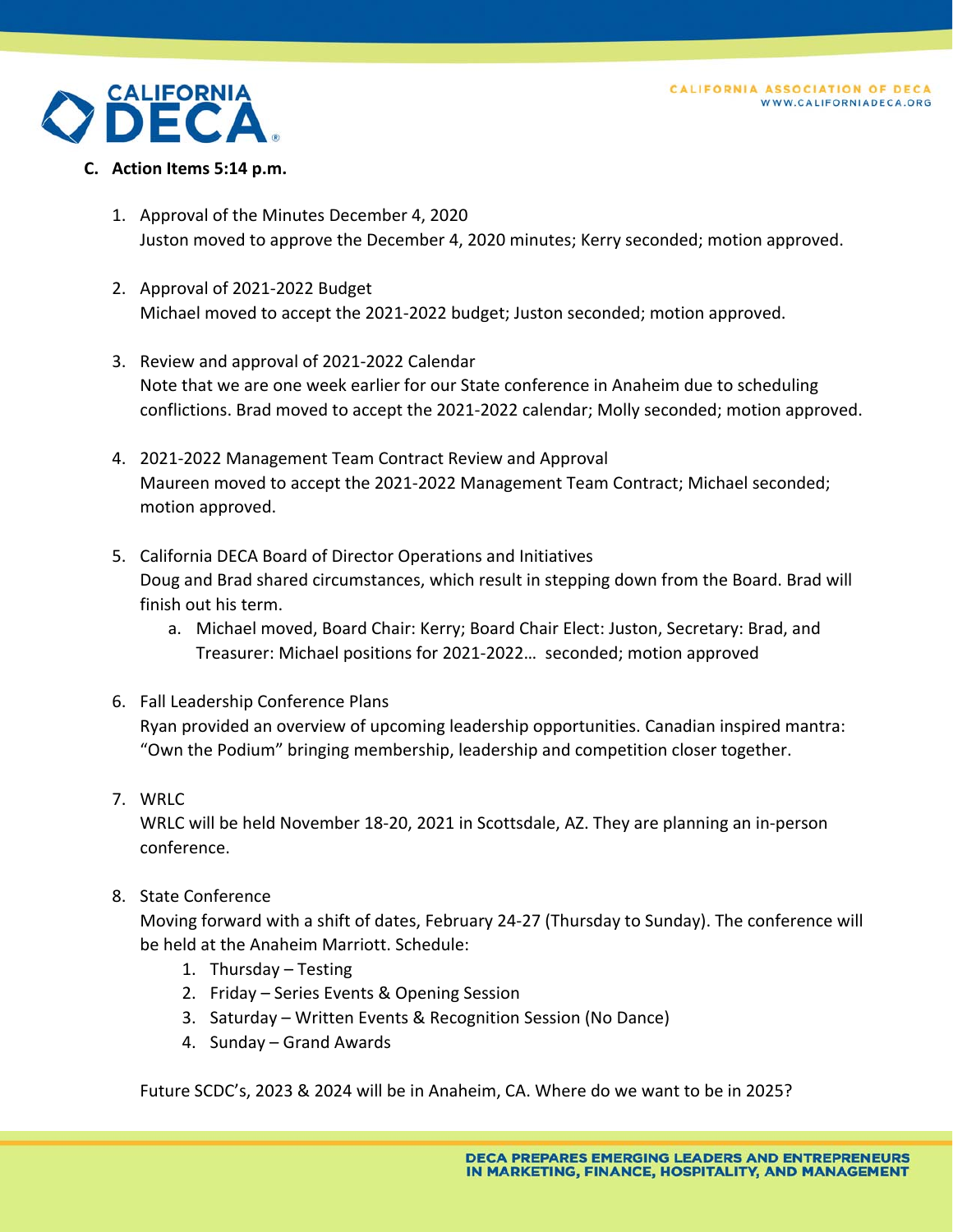**C. Action Items 5:14 p.m.**

1. Approval of the Minutes December 4, 2020
   Juston moved to approve the December 4, 2020 minutes; Kerry seconded; motion approved.

2. Approval of 2021-2022 Budget
   Michael moved to accept the 2021-2022 budget; Juston seconded; motion approved.

3. Review and approval of 2021-2022 Calendar
   Note that we are one week earlier for our State conference in Anaheim due to scheduling conflictions. Brad moved to accept the 2021-2022 calendar; Molly seconded; motion approved.

4. 2021-2022 Management Team Contract Review and Approval
   Maureen moved to accept the 2021-2022 Management Team Contract; Michael seconded; motion approved.

5. California DECA Board of Director Operations and Initiatives
   Doug and Brad shared circumstances, which result in stepping down from the Board. Brad will finish out his term.
   a. Michael moved, Board Chair: Kerry; Board Chair Elect: Juston, Secretary: Brad, and Treasurer: Michael positions for 2021-2022… seconded; motion approved

6. Fall Leadership Conference Plans
   Ryan provided an overview of upcoming leadership opportunities. Canadian inspired mantra: "Own the Podium" bringing membership, leadership and competition closer together.

7. WRLC
   WRLC will be held November 18-20, 2021 in Scottsdale, AZ. They are planning an in-person conference.

8. State Conference
   Moving forward with a shift of dates, February 24-27 (Thursday to Sunday). The conference will be held at the Anaheim Marriott. Schedule:
   1. Thursday – Testing
   2. Friday – Series Events & Opening Session
   3. Saturday – Written Events & Recognition Session (No Dance)
   4. Sunday – Grand Awards

   Future SCDC's, 2023 & 2024 will be in Anaheim, CA. Where do we want to be in 2025?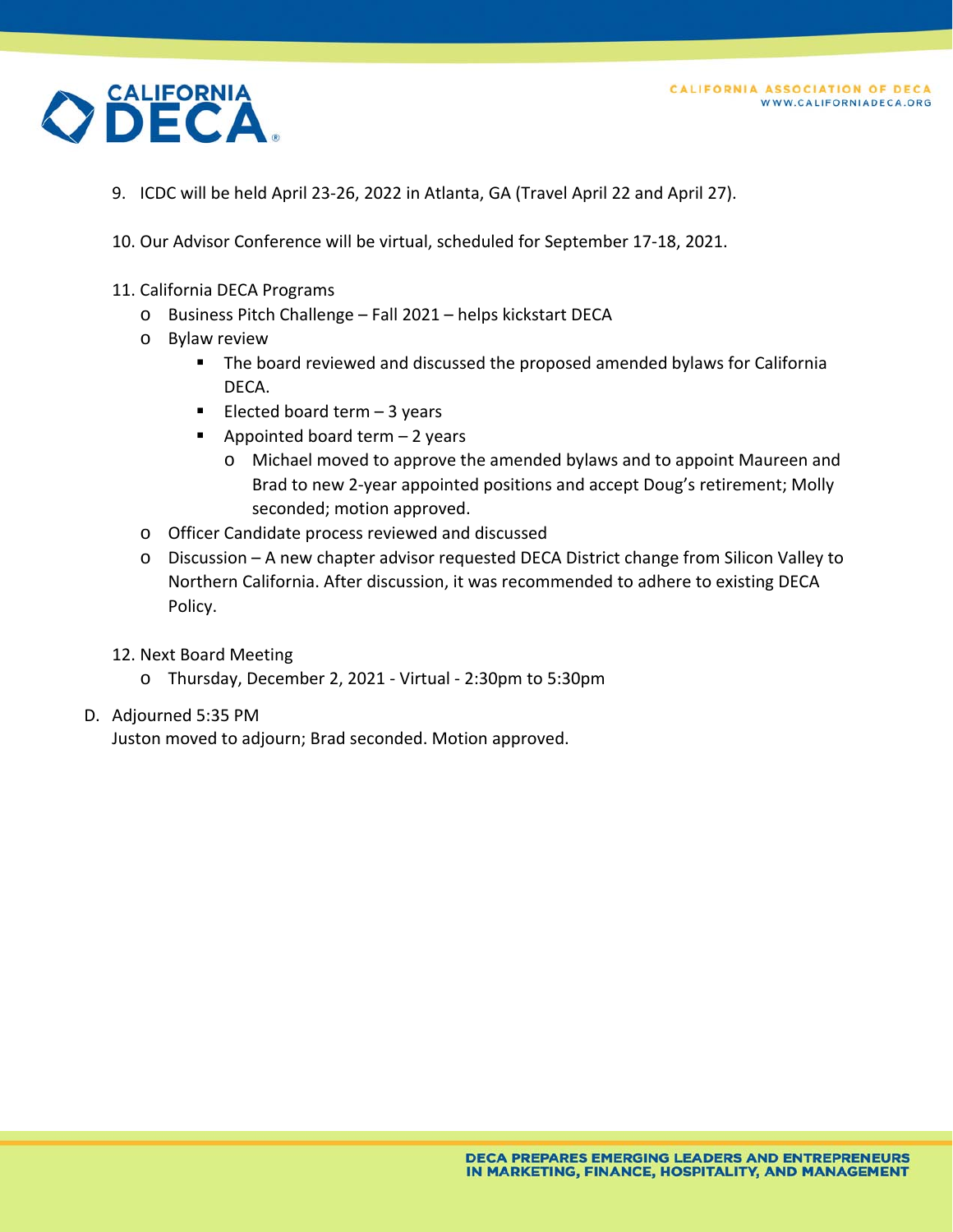9. ICDC will be held April 23-26, 2022 in Atlanta, GA (Travel April 22 and April 27).

10. Our Advisor Conference will be virtual, scheduled for September 17-18, 2021.

11. California DECA Programs
    - Business Pitch Challenge – Fall 2021 – helps kickstart DECA
    - Bylaw review
        - The board reviewed and discussed the proposed amended bylaws for California DECA.
        - Elected board term – 3 years
        - Appointed board term – 2 years
            - Michael moved to approve the amended bylaws and to appoint Maureen and Brad to new 2-year appointed positions and accept Doug's retirement; Molly seconded; motion approved.
    - Officer Candidate process reviewed and discussed
    - Discussion – A new chapter advisor requested DECA District change from Silicon Valley to Northern California. After discussion, it was recommended to adhere to existing DECA Policy.

12. Next Board Meeting
    - Thursday, December 2, 2021 - Virtual - 2:30pm to 5:30pm

D. Adjourned 5:35 PM
   Juston moved to adjourn; Brad seconded. Motion approved.